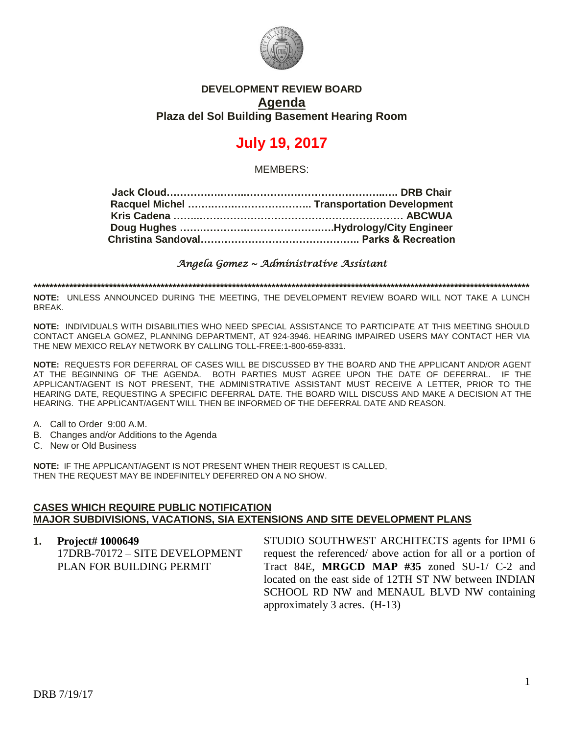# DEVELOPMENT REVIEW BOARD

## Agenda

### Plaza del Sol Building Basement Hearing Room

# July 19, 2017

MEMBERS:

**Jack Cloud……………………………………………………….. DRB Chair**
**Racquel Michel ……………………………… Transportation Development**
**Kris Cadena ……………………………………………………… ABCWUA**
**Doug Hughes ………………………………………Hydrology/City Engineer**
**Christina Sandoval……………………………………….. Parks & Recreation**

*Angela Gomez ~ Administrative Assistant*

**********************************************************************************************************************************

**NOTE:** UNLESS ANNOUNCED DURING THE MEETING, THE DEVELOPMENT REVIEW BOARD WILL NOT TAKE A LUNCH BREAK.

**NOTE:** INDIVIDUALS WITH DISABILITIES WHO NEED SPECIAL ASSISTANCE TO PARTICIPATE AT THIS MEETING SHOULD CONTACT ANGELA GOMEZ, PLANNING DEPARTMENT, AT 924-3946. HEARING IMPAIRED USERS MAY CONTACT HER VIA THE NEW MEXICO RELAY NETWORK BY CALLING TOLL-FREE:1-800-659-8331.

**NOTE:** REQUESTS FOR DEFERRAL OF CASES WILL BE DISCUSSED BY THE BOARD AND THE APPLICANT AND/OR AGENT AT THE BEGINNING OF THE AGENDA. BOTH PARTIES MUST AGREE UPON THE DATE OF DEFERRAL. IF THE APPLICANT/AGENT IS NOT PRESENT, THE ADMINISTRATIVE ASSISTANT MUST RECEIVE A LETTER, PRIOR TO THE HEARING DATE, REQUESTING A SPECIFIC DEFERRAL DATE. THE BOARD WILL DISCUSS AND MAKE A DECISION AT THE HEARING. THE APPLICANT/AGENT WILL THEN BE INFORMED OF THE DEFERRAL DATE AND REASON.

A. Call to Order 9:00 A.M.
B. Changes and/or Additions to the Agenda
C. New or Old Business

**NOTE:** IF THE APPLICANT/AGENT IS NOT PRESENT WHEN THEIR REQUEST IS CALLED, THEN THE REQUEST MAY BE INDEFINITELY DEFERRED ON A NO SHOW.

**CASES WHICH REQUIRE PUBLIC NOTIFICATION**
**MAJOR SUBDIVISIONS, VACATIONS, SIA EXTENSIONS AND SITE DEVELOPMENT PLANS**

**1. Project# 1000649**
17DRB-70172 – SITE DEVELOPMENT PLAN FOR BUILDING PERMIT

STUDIO SOUTHWEST ARCHITECTS agents for IPMI 6 request the referenced/ above action for all or a portion of Tract 84E, **MRGCD MAP #35** zoned SU-1/ C-2 and located on the east side of 12TH ST NW between INDIAN SCHOOL RD NW and MENAUL BLVD NW containing approximately 3 acres. (H-13)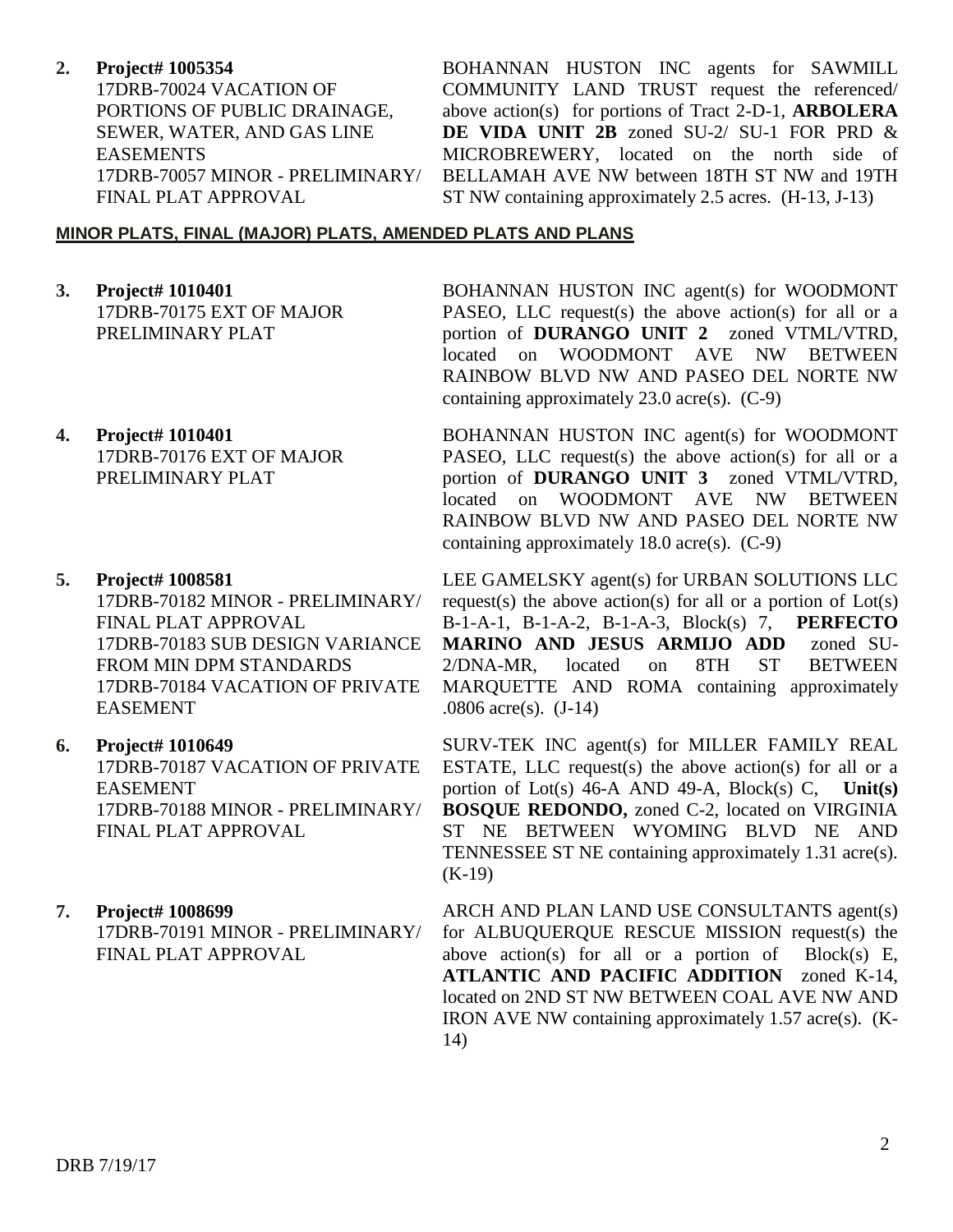**2. Project# 1005354**
17DRB-70024 VACATION OF PORTIONS OF PUBLIC DRAINAGE, SEWER, WATER, AND GAS LINE EASEMENTS
17DRB-70057 MINOR - PRELIMINARY/ FINAL PLAT APPROVAL

BOHANNAN HUSTON INC agents for SAWMILL COMMUNITY LAND TRUST request the referenced/ above action(s) for portions of Tract 2-D-1, **ARBOLERA DE VIDA UNIT 2B** zoned SU-2/ SU-1 FOR PRD & MICROBREWERY, located on the north side of BELLAMAH AVE NW between 18TH ST NW and 19TH ST NW containing approximately 2.5 acres. (H-13, J-13)

## MINOR PLATS, FINAL (MAJOR) PLATS, AMENDED PLATS AND PLANS

**3. Project# 1010401**
17DRB-70175 EXT OF MAJOR PRELIMINARY PLAT

BOHANNAN HUSTON INC agent(s) for WOODMONT PASEO, LLC request(s) the above action(s) for all or a portion of **DURANGO UNIT 2** zoned VTML/VTRD, located on WOODMONT AVE NW BETWEEN RAINBOW BLVD NW AND PASEO DEL NORTE NW containing approximately 23.0 acre(s). (C-9)

**4. Project# 1010401**
17DRB-70176 EXT OF MAJOR PRELIMINARY PLAT

BOHANNAN HUSTON INC agent(s) for WOODMONT PASEO, LLC request(s) the above action(s) for all or a portion of **DURANGO UNIT 3** zoned VTML/VTRD, located on WOODMONT AVE NW BETWEEN RAINBOW BLVD NW AND PASEO DEL NORTE NW containing approximately 18.0 acre(s). (C-9)

**5. Project# 1008581**
17DRB-70182 MINOR - PRELIMINARY/ FINAL PLAT APPROVAL
17DRB-70183 SUB DESIGN VARIANCE FROM MIN DPM STANDARDS
17DRB-70184 VACATION OF PRIVATE EASEMENT

LEE GAMELSKY agent(s) for URBAN SOLUTIONS LLC request(s) the above action(s) for all or a portion of Lot(s) B-1-A-1, B-1-A-2, B-1-A-3, Block(s) 7, **PERFECTO MARINO AND JESUS ARMIJO ADD** zoned SU-2/DNA-MR, located on 8TH ST BETWEEN MARQUETTE AND ROMA containing approximately .0806 acre(s). (J-14)

**6. Project# 1010649**
17DRB-70187 VACATION OF PRIVATE EASEMENT
17DRB-70188 MINOR - PRELIMINARY/ FINAL PLAT APPROVAL

SURV-TEK INC agent(s) for MILLER FAMILY REAL ESTATE, LLC request(s) the above action(s) for all or a portion of Lot(s) 46-A AND 49-A, Block(s) C, **Unit(s) BOSQUE REDONDO,** zoned C-2, located on VIRGINIA ST NE BETWEEN WYOMING BLVD NE AND TENNESSEE ST NE containing approximately 1.31 acre(s). (K-19)

**7. Project# 1008699**
17DRB-70191 MINOR - PRELIMINARY/ FINAL PLAT APPROVAL

ARCH AND PLAN LAND USE CONSULTANTS agent(s) for ALBUQUERQUE RESCUE MISSION request(s) the above action(s) for all or a portion of Block(s) E, **ATLANTIC AND PACIFIC ADDITION** zoned K-14, located on 2ND ST NW BETWEEN COAL AVE NW AND IRON AVE NW containing approximately 1.57 acre(s). (K-14)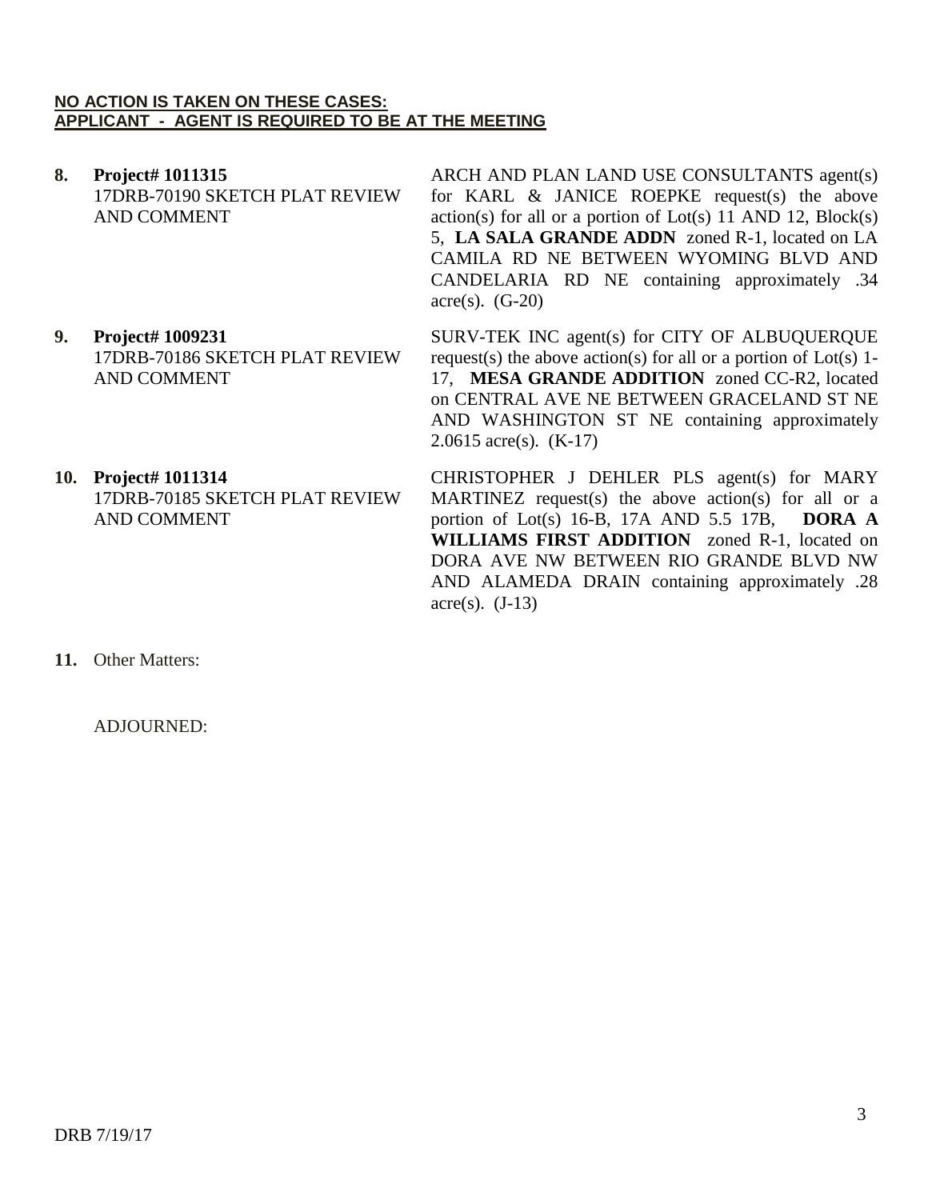**NO ACTION IS TAKEN ON THESE CASES:**
**APPLICANT - AGENT IS REQUIRED TO BE AT THE MEETING**

**8. Project# 1011315**
17DRB-70190 SKETCH PLAT REVIEW AND COMMENT

ARCH AND PLAN LAND USE CONSULTANTS agent(s) for KARL & JANICE ROEPKE request(s) the above action(s) for all or a portion of Lot(s) 11 AND 12, Block(s) 5, **LA SALA GRANDE ADDN** zoned R-1, located on LA CAMILA RD NE BETWEEN WYOMING BLVD AND CANDELARIA RD NE containing approximately .34 acre(s). (G-20)

**9. Project# 1009231**
17DRB-70186 SKETCH PLAT REVIEW AND COMMENT

SURV-TEK INC agent(s) for CITY OF ALBUQUERQUE request(s) the above action(s) for all or a portion of Lot(s) 1-17, **MESA GRANDE ADDITION** zoned CC-R2, located on CENTRAL AVE NE BETWEEN GRACELAND ST NE AND WASHINGTON ST NE containing approximately 2.0615 acre(s). (K-17)

**10. Project# 1011314**
17DRB-70185 SKETCH PLAT REVIEW AND COMMENT

CHRISTOPHER J DEHLER PLS agent(s) for MARY MARTINEZ request(s) the above action(s) for all or a portion of Lot(s) 16-B, 17A AND 5.5 17B, **DORA A WILLIAMS FIRST ADDITION** zoned R-1, located on DORA AVE NW BETWEEN RIO GRANDE BLVD NW AND ALAMEDA DRAIN containing approximately .28 acre(s). (J-13)

**11.** Other Matters:

ADJOURNED:

DRB 7/19/17